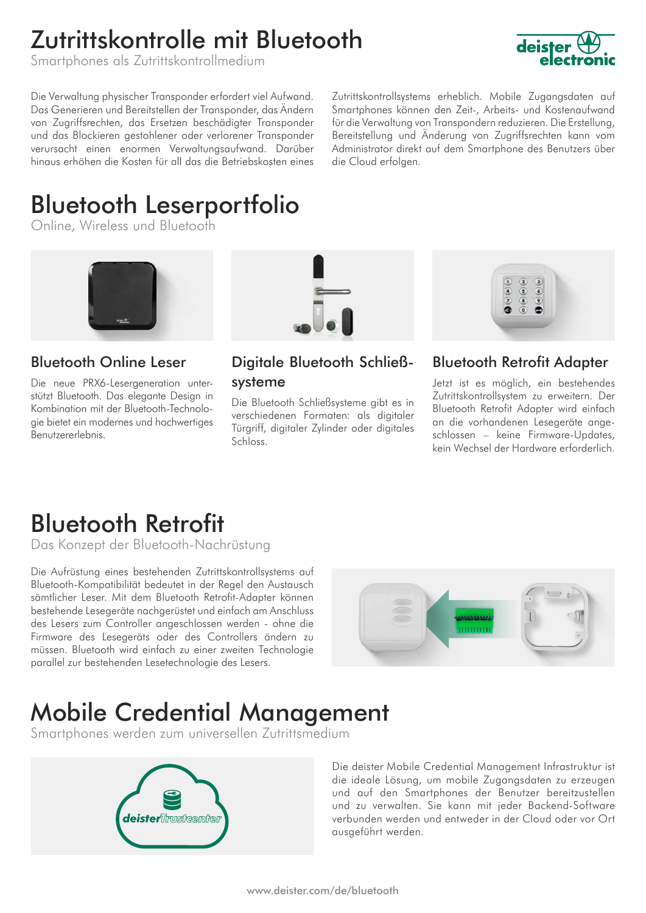# Zutrittskontrolle mit Bluetooth

Smartphones als Zutrittskontrollmedium

Die Verwaltung physischer Transponder erfordert viel Aufwand. Das Generieren und Bereitstellen der Transponder, das Ändern von Zugriffsrechten, das Ersetzen beschädigter Transponder und das Blockieren gestohlener oder verlorener Transponder verursacht einen enormen Verwaltungsaufwand. Darüber hinaus erhöhen die Kosten für all das die Betriebskosten eines Zutrittskontrollsystems erheblich. Mobile Zugangsdaten auf Smartphones können den Zeit-, Arbeits- und Kostenaufwand für die Verwaltung von Transpondern reduzieren. Die Erstellung, Bereitstellung und Änderung von Zugriffsrechten kann vom Administrator direkt auf dem Smartphone des Benutzers über die Cloud erfolgen.

# Bluetooth Leserportfolio

Online, Wireless und Bluetooth

### Bluetooth Online Leser

Die neue PRX6-Lesergeneration unterstützt Bluetooth. Das elegante Design in Kombination mit der Bluetooth-Technologie bietet ein modernes und hochwertiges Benutzererlebnis.

### Digitale Bluetooth Schließsysteme

Die Bluetooth Schließsysteme gibt es in verschiedenen Formaten: als digitaler Türgriff, digitaler Zylinder oder digitales Schloss.

### Bluetooth Retrofit Adapter

Jetzt ist es möglich, ein bestehendes Zutrittskontrollsystem zu erweitern. Der Bluetooth Retrofit Adapter wird einfach an die vorhandenen Lesegeräte angeschlossen – keine Firmware-Updates, kein Wechsel der Hardware erforderlich.

# Bluetooth Retrofit

Das Konzept der Bluetooth-Nachrüstung

Die Aufrüstung eines bestehenden Zutrittskontrollsystems auf Bluetooth-Kompatibilität bedeutet in der Regel den Austausch sämtlicher Leser. Mit dem Bluetooth Retrofit-Adapter können bestehende Lesegeräte nachgerüstet und einfach am Anschluss des Lesers zum Controller angeschlossen werden - ohne die Firmware des Lesegeräts oder des Controllers ändern zu müssen. Bluetooth wird einfach zu einer zweiten Technologie parallel zur bestehenden Lesetechnologie des Lesers.

# Mobile Credential Management

Smartphones werden zum universellen Zutrittsmedium

Die deister Mobile Credential Management Infrastruktur ist die ideale Lösung, um mobile Zugangsdaten zu erzeugen und auf den Smartphones der Benutzer bereitzustellen und zu verwalten. Sie kann mit jeder Backend-Software verbunden werden und entweder in der Cloud oder vor Ort ausgeführt werden.

www.deister.com/de/bluetooth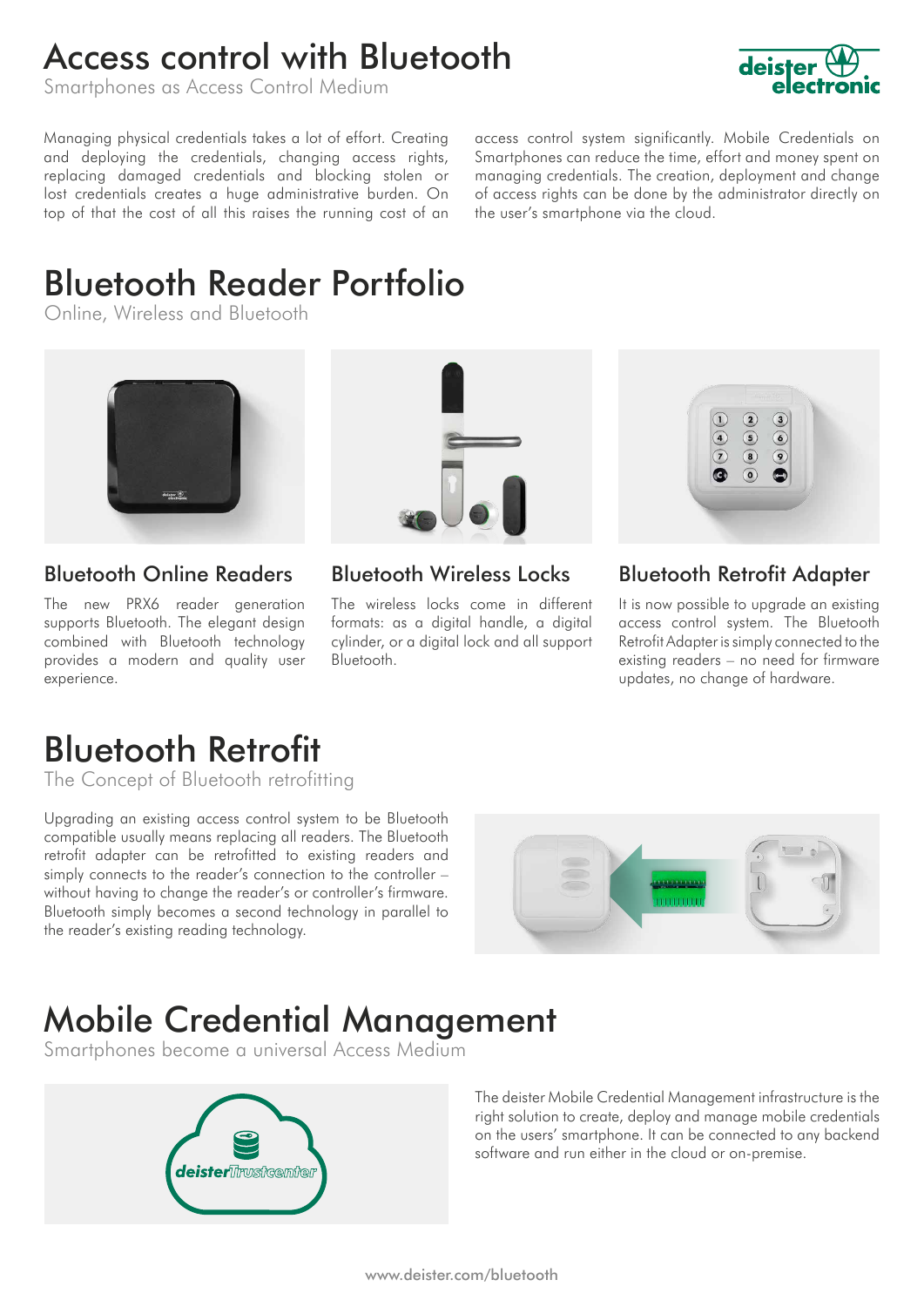# Access control with Bluetooth

Smartphones as Access Control Medium

Managing physical credentials takes a lot of effort. Creating and deploying the credentials, changing access rights, replacing damaged credentials and blocking stolen or lost credentials creates a huge administrative burden. On top of that the cost of all this raises the running cost of an access control system significantly. Mobile Credentials on Smartphones can reduce the time, effort and money spent on managing credentials. The creation, deployment and change of access rights can be done by the administrator directly on the user's smartphone via the cloud.

# Bluetooth Reader Portfolio

Online, Wireless and Bluetooth

## Bluetooth Online Readers

The new PRX6 reader generation supports Bluetooth. The elegant design combined with Bluetooth technology provides a modern and quality user experience.

## Bluetooth Wireless Locks

The wireless locks come in different formats: as a digital handle, a digital cylinder, or a digital lock and all support Bluetooth.

## Bluetooth Retrofit Adapter

It is now possible to upgrade an existing access control system. The Bluetooth Retrofit Adapter is simply connected to the existing readers – no need for firmware updates, no change of hardware.

# Bluetooth Retrofit

The Concept of Bluetooth retrofitting

Upgrading an existing access control system to be Bluetooth compatible usually means replacing all readers. The Bluetooth retrofit adapter can be retrofitted to existing readers and simply connects to the reader's connection to the controller – without having to change the reader's or controller's firmware. Bluetooth simply becomes a second technology in parallel to the reader's existing reading technology.

# Mobile Credential Management

Smartphones become a universal Access Medium

The deister Mobile Credential Management infrastructure is the right solution to create, deploy and manage mobile credentials on the users' smartphone. It can be connected to any backend software and run either in the cloud or on-premise.

www.deister.com/bluetooth